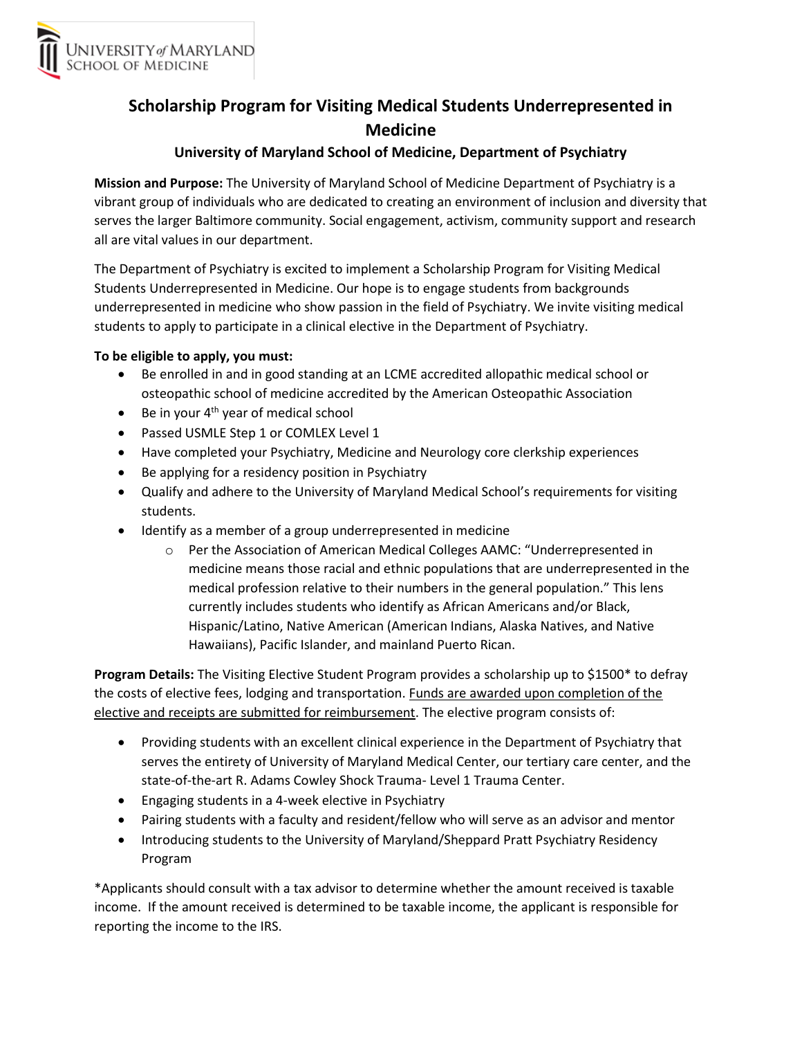UNIVERSITY of MARYLAND
SCHOOL OF MEDICINE

# Scholarship Program for Visiting Medical Students Underrepresented in Medicine

## University of Maryland School of Medicine, Department of Psychiatry

**Mission and Purpose:** The University of Maryland School of Medicine Department of Psychiatry is a vibrant group of individuals who are dedicated to creating an environment of inclusion and diversity that serves the larger Baltimore community. Social engagement, activism, community support and research all are vital values in our department.

The Department of Psychiatry is excited to implement a Scholarship Program for Visiting Medical Students Underrepresented in Medicine. Our hope is to engage students from backgrounds underrepresented in medicine who show passion in the field of Psychiatry. We invite visiting medical students to apply to participate in a clinical elective in the Department of Psychiatry.

**To be eligible to apply, you must:**

- Be enrolled in and in good standing at an LCME accredited allopathic medical school or osteopathic school of medicine accredited by the American Osteopathic Association
- Be in your 4th year of medical school
- Passed USMLE Step 1 or COMLEX Level 1
- Have completed your Psychiatry, Medicine and Neurology core clerkship experiences
- Be applying for a residency position in Psychiatry
- Qualify and adhere to the University of Maryland Medical School's requirements for visiting students.
- Identify as a member of a group underrepresented in medicine
    - Per the Association of American Medical Colleges AAMC: "Underrepresented in medicine means those racial and ethnic populations that are underrepresented in the medical profession relative to their numbers in the general population." This lens currently includes students who identify as African Americans and/or Black, Hispanic/Latino, Native American (American Indians, Alaska Natives, and Native Hawaiians), Pacific Islander, and mainland Puerto Rican.

**Program Details:** The Visiting Elective Student Program provides a scholarship up to $1500* to defray the costs of elective fees, lodging and transportation. <u>Funds are awarded upon completion of the elective and receipts are submitted for reimbursement</u>. The elective program consists of:

- Providing students with an excellent clinical experience in the Department of Psychiatry that serves the entirety of University of Maryland Medical Center, our tertiary care center, and the state-of-the-art R. Adams Cowley Shock Trauma- Level 1 Trauma Center.
- Engaging students in a 4-week elective in Psychiatry
- Pairing students with a faculty and resident/fellow who will serve as an advisor and mentor
- Introducing students to the University of Maryland/Sheppard Pratt Psychiatry Residency Program

*Applicants should consult with a tax advisor to determine whether the amount received is taxable income. If the amount received is determined to be taxable income, the applicant is responsible for reporting the income to the IRS.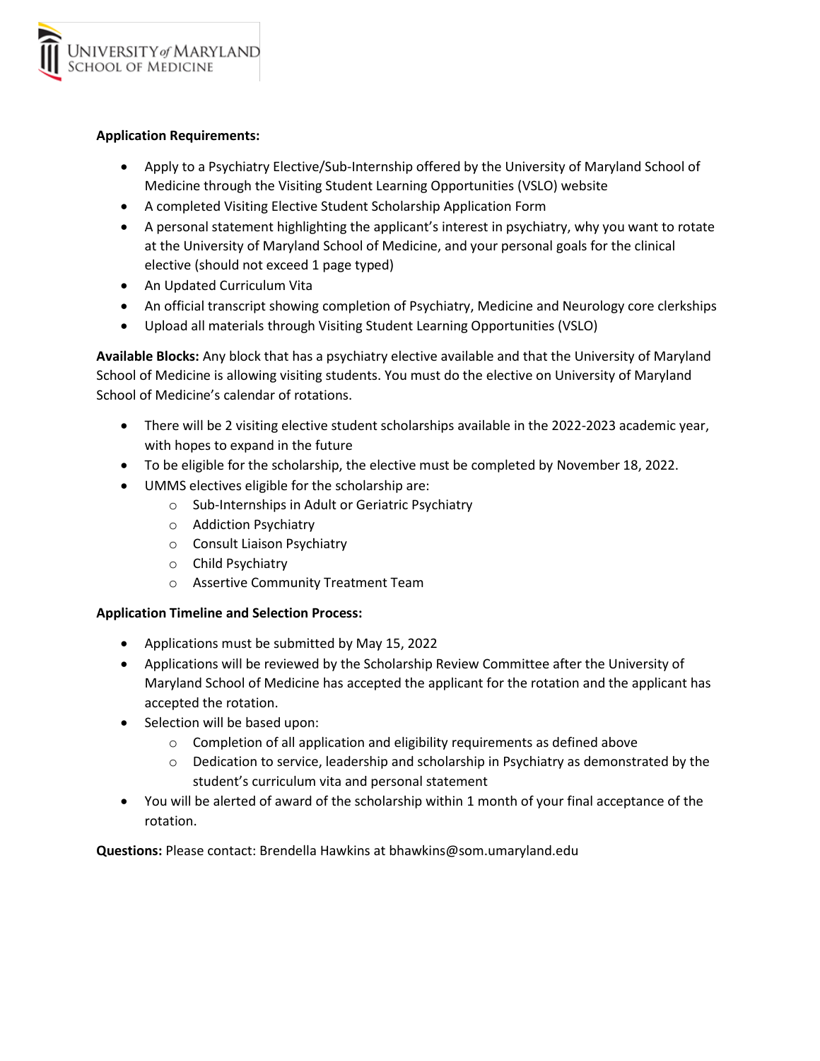**Application Requirements:**

- Apply to a Psychiatry Elective/Sub-Internship offered by the University of Maryland School of Medicine through the Visiting Student Learning Opportunities (VSLO) website
- A completed Visiting Elective Student Scholarship Application Form
- A personal statement highlighting the applicant's interest in psychiatry, why you want to rotate at the University of Maryland School of Medicine, and your personal goals for the clinical elective (should not exceed 1 page typed)
- An Updated Curriculum Vita
- An official transcript showing completion of Psychiatry, Medicine and Neurology core clerkships
- Upload all materials through Visiting Student Learning Opportunities (VSLO)

**Available Blocks:** Any block that has a psychiatry elective available and that the University of Maryland School of Medicine is allowing visiting students. You must do the elective on University of Maryland School of Medicine's calendar of rotations.

- There will be 2 visiting elective student scholarships available in the 2022-2023 academic year, with hopes to expand in the future
- To be eligible for the scholarship, the elective must be completed by November 18, 2022.
- UMMS electives eligible for the scholarship are:
    - Sub-Internships in Adult or Geriatric Psychiatry
    - Addiction Psychiatry
    - Consult Liaison Psychiatry
    - Child Psychiatry
    - Assertive Community Treatment Team

**Application Timeline and Selection Process:**

- Applications must be submitted by May 15, 2022
- Applications will be reviewed by the Scholarship Review Committee after the University of Maryland School of Medicine has accepted the applicant for the rotation and the applicant has accepted the rotation.
- Selection will be based upon:
    - Completion of all application and eligibility requirements as defined above
    - Dedication to service, leadership and scholarship in Psychiatry as demonstrated by the student's curriculum vita and personal statement
- You will be alerted of award of the scholarship within 1 month of your final acceptance of the rotation.

**Questions:** Please contact: Brendella Hawkins at bhawkins@som.umaryland.edu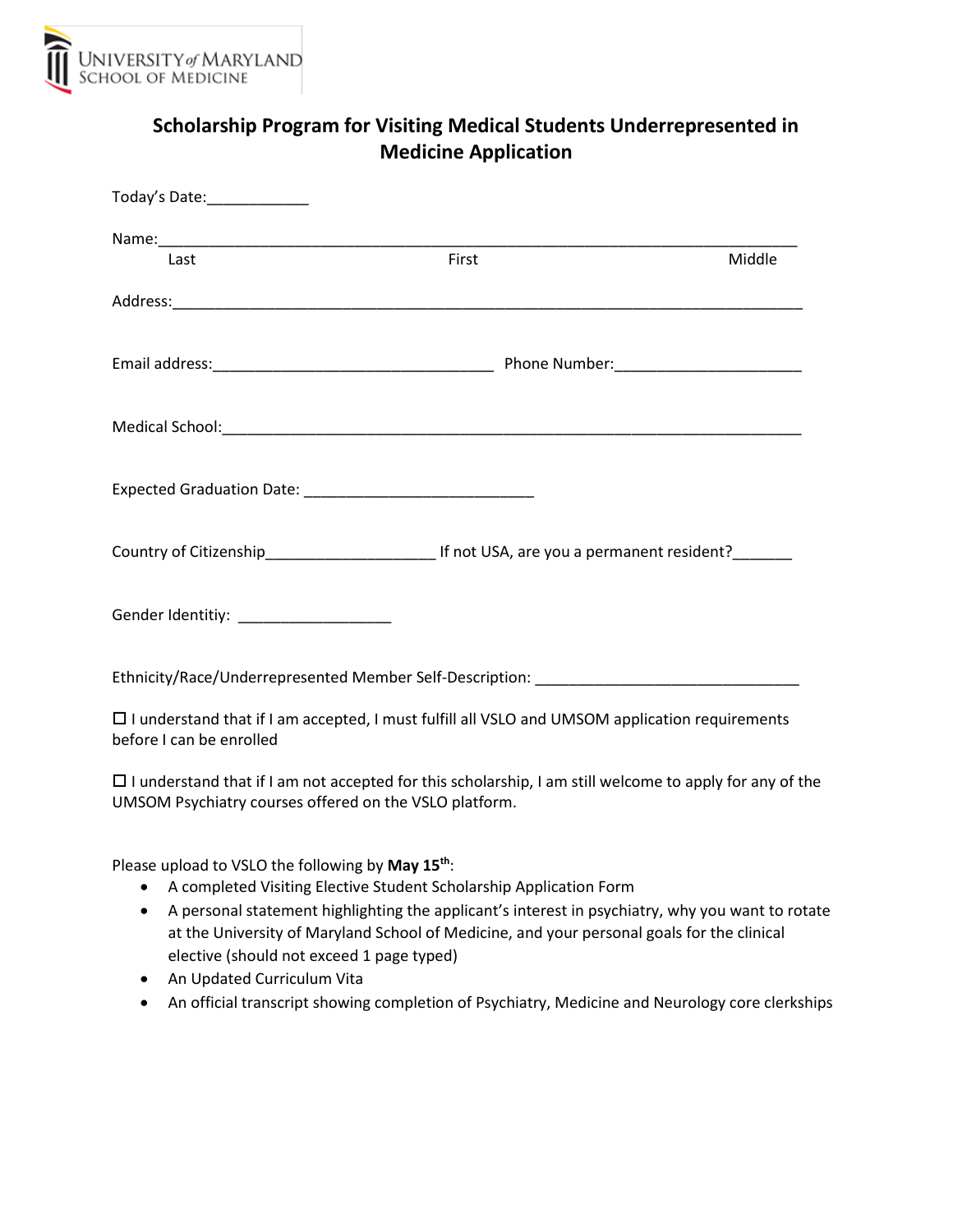UNIVERSITY of MARYLAND
SCHOOL OF MEDICINE

# Scholarship Program for Visiting Medical Students Underrepresented in Medicine Application

Today's Date:____________

Name:_____________________________________________________________________________
Last First Middle

Address:___________________________________________________________________________

Email address:_________________________________ Phone Number:______________________

Medical School:______________________________________________________________________

Expected Graduation Date: ___________________________

Country of Citizenship____________________ If not USA, are you a permanent resident?_______

Gender Identitiy: __________________

Ethnicity/Race/Underrepresented Member Self-Description: _______________________________

☐ I understand that if I am accepted, I must fulfill all VSLO and UMSOM application requirements before I can be enrolled

☐ I understand that if I am not accepted for this scholarship, I am still welcome to apply for any of the UMSOM Psychiatry courses offered on the VSLO platform.

Please upload to VSLO the following by **May 15th**:

- A completed Visiting Elective Student Scholarship Application Form
- A personal statement highlighting the applicant's interest in psychiatry, why you want to rotate at the University of Maryland School of Medicine, and your personal goals for the clinical elective (should not exceed 1 page typed)
- An Updated Curriculum Vita
- An official transcript showing completion of Psychiatry, Medicine and Neurology core clerkships